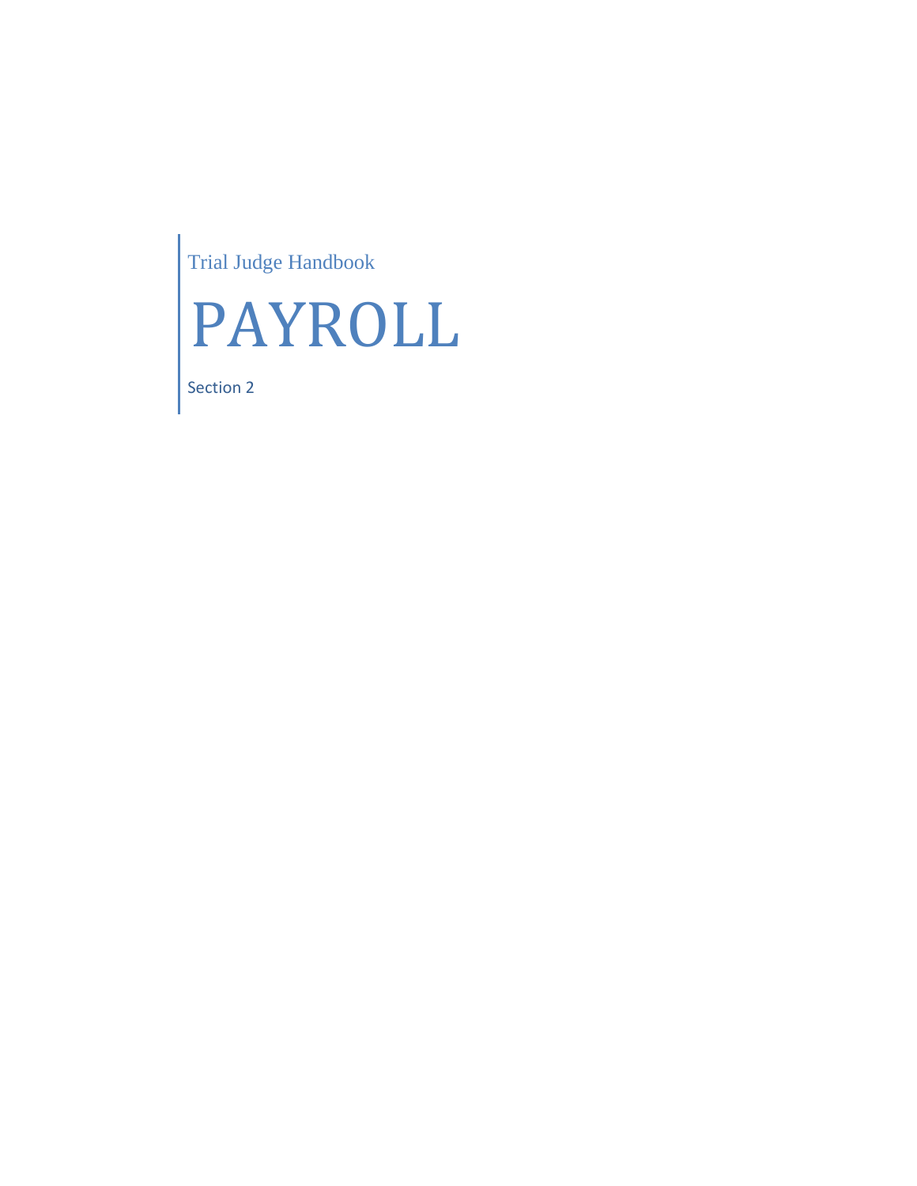Trial Judge Handbook

# PAYROLL

Section 2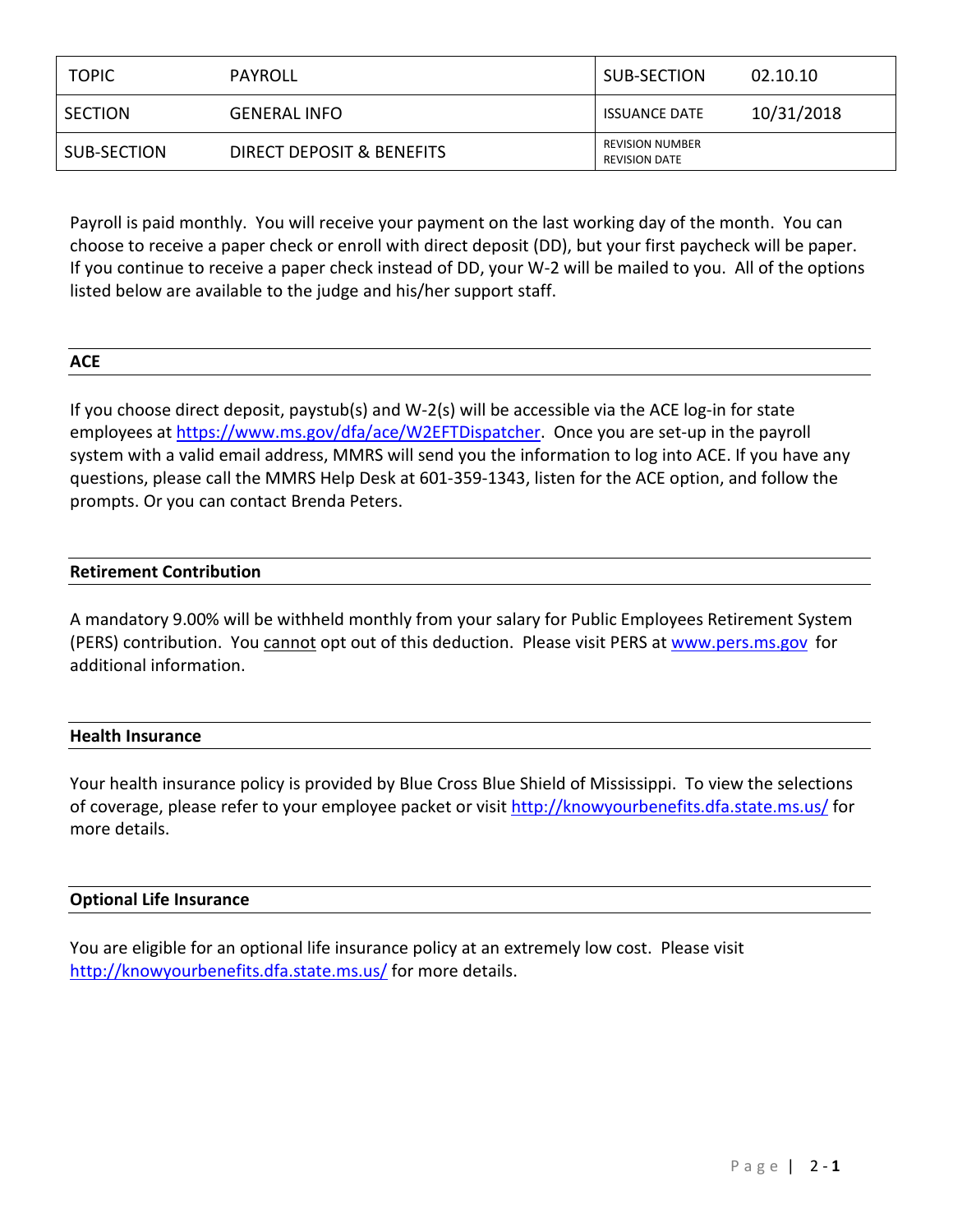| TOPIC | PAYROLL | SUB-SECTION | 02.10.10 |
| --- | --- | --- | --- |
| SECTION | GENERAL INFO | ISSUANCE DATE | 10/31/2018 |
| SUB-SECTION | DIRECT DEPOSIT & BENEFITS | REVISION NUMBER<br>REVISION DATE | |

Payroll is paid monthly. You will receive your payment on the last working day of the month. You can choose to receive a paper check or enroll with direct deposit (DD), but your first paycheck will be paper. If you continue to receive a paper check instead of DD, your W-2 will be mailed to you. All of the options listed below are available to the judge and his/her support staff.

## ACE

If you choose direct deposit, paystub(s) and W-2(s) will be accessible via the ACE log-in for state employees at https://www.ms.gov/dfa/ace/W2EFTDispatcher. Once you are set-up in the payroll system with a valid email address, MMRS will send you the information to log into ACE. If you have any questions, please call the MMRS Help Desk at 601-359-1343, listen for the ACE option, and follow the prompts. Or you can contact Brenda Peters.

## Retirement Contribution

A mandatory 9.00% will be withheld monthly from your salary for Public Employees Retirement System (PERS) contribution. You <u>cannot</u> opt out of this deduction. Please visit PERS at www.pers.ms.gov for additional information.

## Health Insurance

Your health insurance policy is provided by Blue Cross Blue Shield of Mississippi. To view the selections of coverage, please refer to your employee packet or visit http://knowyourbenefits.dfa.state.ms.us/ for more details.

## Optional Life Insurance

You are eligible for an optional life insurance policy at an extremely low cost. Please visit http://knowyourbenefits.dfa.state.ms.us/ for more details.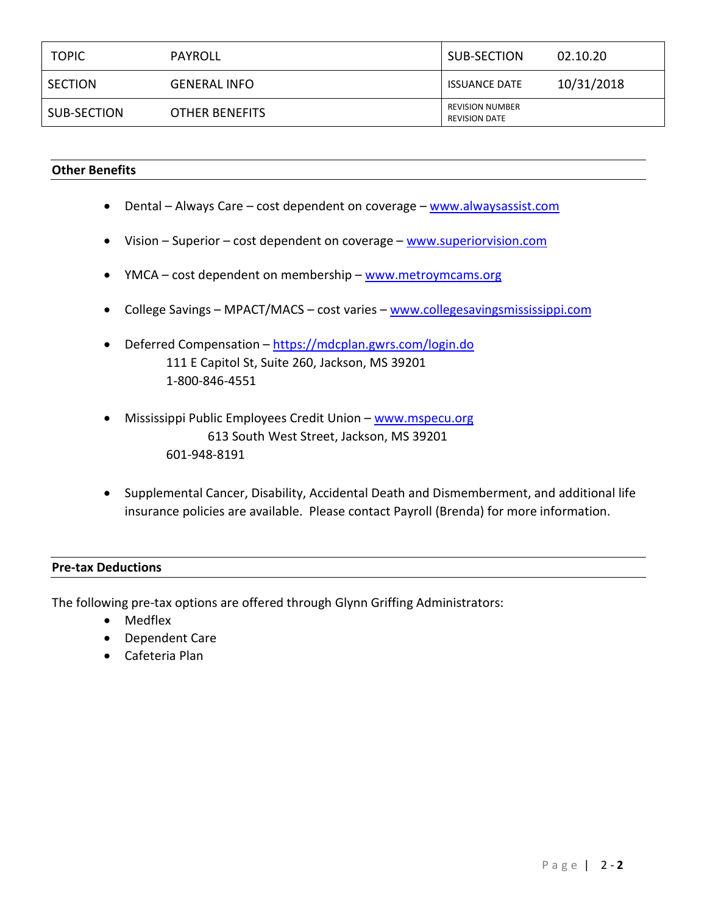| TOPIC | PAYROLL | SUB-SECTION | 02.10.20 |
|---|---|---|---|
| SECTION | GENERAL INFO | ISSUANCE DATE | 10/31/2018 |
| SUB-SECTION | OTHER BENEFITS | REVISION NUMBER<br>REVISION DATE | |

## Other Benefits

- Dental – Always Care – cost dependent on coverage – www.alwaysassist.com
- Vision – Superior – cost dependent on coverage – www.superiorvision.com
- YMCA – cost dependent on membership – www.metroymcams.org
- College Savings – MPACT/MACS – cost varies – www.collegesavingsmississippi.com
- Deferred Compensation – https://mdcplan.gwrs.com/login.do
  111 E Capitol St, Suite 260, Jackson, MS 39201
  1-800-846-4551
- Mississippi Public Employees Credit Union – www.mspecu.org
  613 South West Street, Jackson, MS 39201
  601-948-8191
- Supplemental Cancer, Disability, Accidental Death and Dismemberment, and additional life insurance policies are available. Please contact Payroll (Brenda) for more information.

## Pre-tax Deductions

The following pre-tax options are offered through Glynn Griffing Administrators:

- Medflex
- Dependent Care
- Cafeteria Plan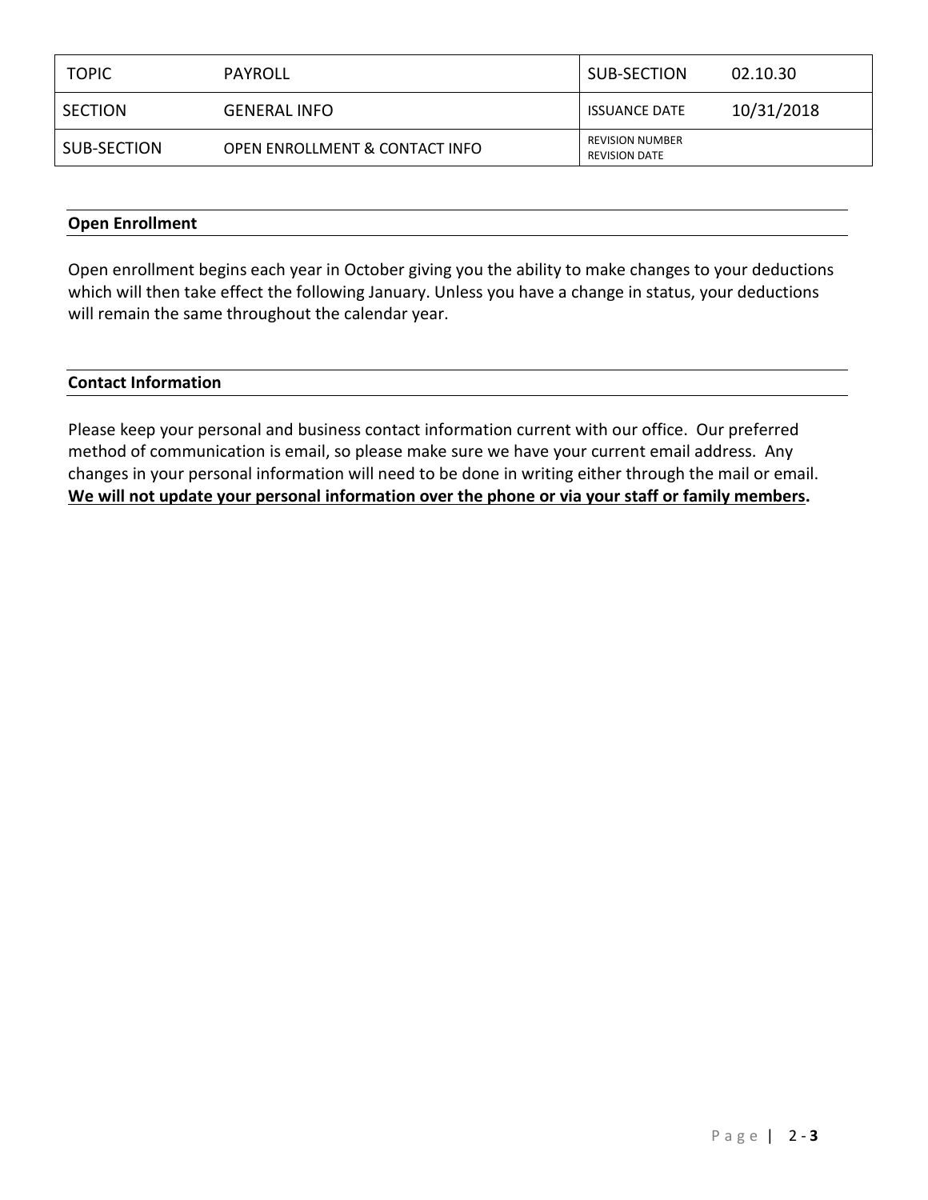| TOPIC | PAYROLL | SUB-SECTION | 02.10.30 |
|---|---|---|---|
| SECTION | GENERAL INFO | ISSUANCE DATE | 10/31/2018 |
| SUB-SECTION | OPEN ENROLLMENT & CONTACT INFO | REVISION NUMBER<br>REVISION DATE | |

**Open Enrollment**

Open enrollment begins each year in October giving you the ability to make changes to your deductions which will then take effect the following January. Unless you have a change in status, your deductions will remain the same throughout the calendar year.

**Contact Information**

Please keep your personal and business contact information current with our office. Our preferred method of communication is email, so please make sure we have your current email address. Any changes in your personal information will need to be done in writing either through the mail or email. **<u>We will not update your personal information over the phone or via your staff or family members</u>.**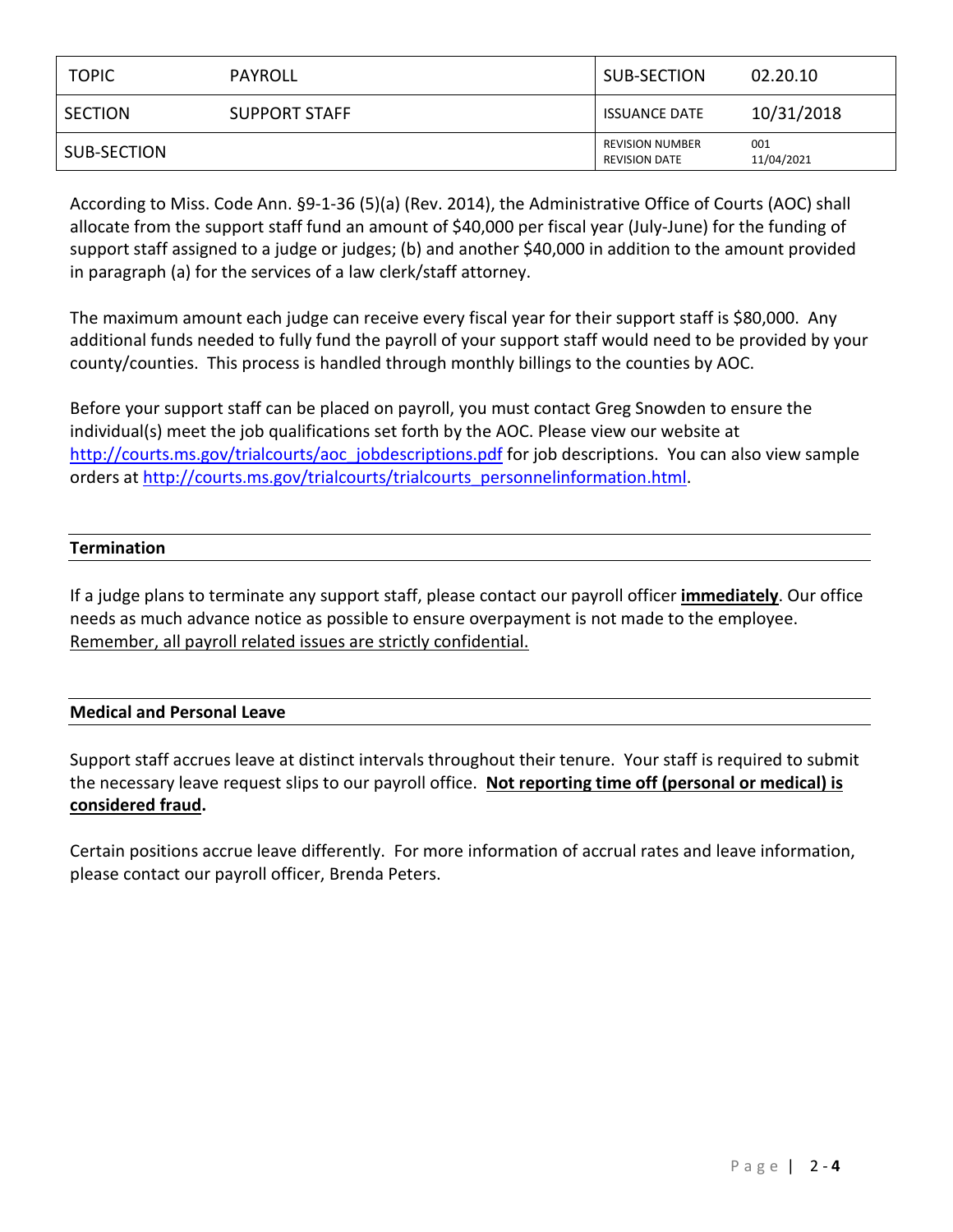| TOPIC | PAYROLL | SUB-SECTION | 02.20.10 |
|---|---|---|---|
| SECTION | SUPPORT STAFF | ISSUANCE DATE | 10/31/2018 |
| SUB-SECTION | | REVISION NUMBER<br>REVISION DATE | 001<br>11/04/2021 |

According to Miss. Code Ann. §9-1-36 (5)(a) (Rev. 2014), the Administrative Office of Courts (AOC) shall allocate from the support staff fund an amount of $40,000 per fiscal year (July-June) for the funding of support staff assigned to a judge or judges; (b) and another $40,000 in addition to the amount provided in paragraph (a) for the services of a law clerk/staff attorney.

The maximum amount each judge can receive every fiscal year for their support staff is $80,000. Any additional funds needed to fully fund the payroll of your support staff would need to be provided by your county/counties. This process is handled through monthly billings to the counties by AOC.

Before your support staff can be placed on payroll, you must contact Greg Snowden to ensure the individual(s) meet the job qualifications set forth by the AOC. Please view our website at [http://courts.ms.gov/trialcourts/aoc_jobdescriptions.pdf](http://courts.ms.gov/trialcourts/aoc_jobdescriptions.pdf) for job descriptions. You can also view sample orders at [http://courts.ms.gov/trialcourts/trialcourts_personnelinformation.html](http://courts.ms.gov/trialcourts/trialcourts_personnelinformation.html).

## Termination

If a judge plans to terminate any support staff, please contact our payroll officer **immediately**. Our office needs as much advance notice as possible to ensure overpayment is not made to the employee. Remember, all payroll related issues are strictly confidential.

## Medical and Personal Leave

Support staff accrues leave at distinct intervals throughout their tenure. Your staff is required to submit the necessary leave request slips to our payroll office. **Not reporting time off (personal or medical) is considered fraud.**

Certain positions accrue leave differently. For more information of accrual rates and leave information, please contact our payroll officer, Brenda Peters.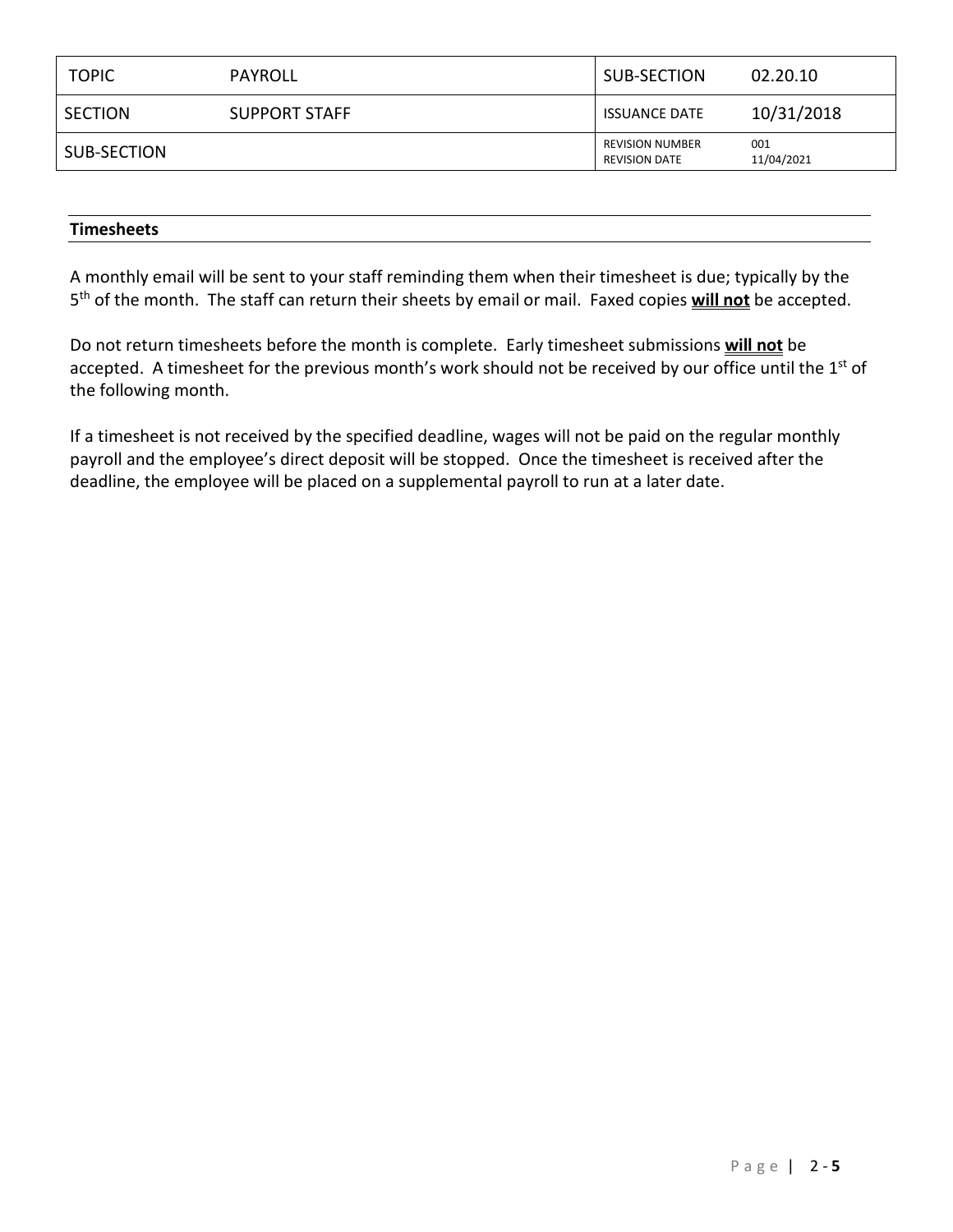| | | | |
|---|---|---|---|
| TOPIC | PAYROLL | SUB-SECTION | 02.20.10 |
| SECTION | SUPPORT STAFF | ISSUANCE DATE | 10/31/2018 |
| SUB-SECTION | | REVISION NUMBER<br>REVISION DATE | 001<br>11/04/2021 |

**Timesheets**

A monthly email will be sent to your staff reminding them when their timesheet is due; typically by the 5th of the month. The staff can return their sheets by email or mail. Faxed copies **will not** be accepted.

Do not return timesheets before the month is complete. Early timesheet submissions **will not** be accepted. A timesheet for the previous month's work should not be received by our office until the 1st of the following month.

If a timesheet is not received by the specified deadline, wages will not be paid on the regular monthly payroll and the employee's direct deposit will be stopped. Once the timesheet is received after the deadline, the employee will be placed on a supplemental payroll to run at a later date.